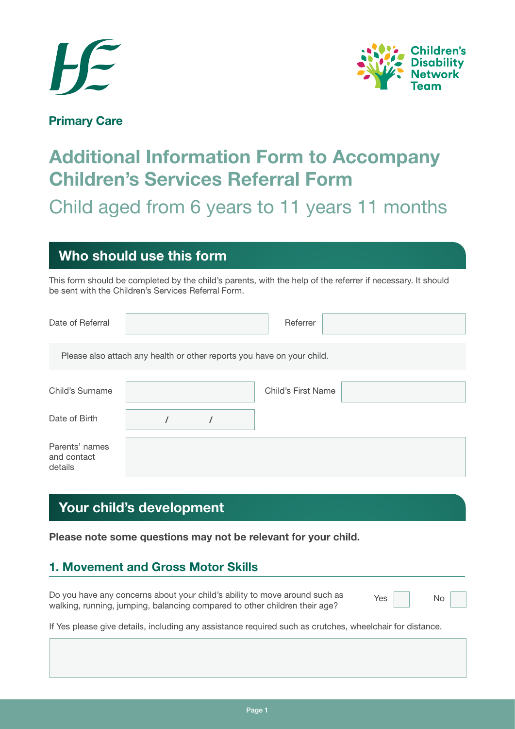Primary Care

Children's Disability Network Team

# Additional Information Form to Accompany Children's Services Referral Form

## Child aged from 6 years to 11 years 11 months

## Who should use this form

This form should be completed by the child's parents, with the help of the referrer if necessary. It should be sent with the Children's Services Referral Form.

| Date of Referral | | Referrer | |
|---|---|---|---|

Please also attach any health or other reports you have on your child.

| Child's Surname | | Child's First Name | |
|---|---|---|---|
| Date of Birth | / / | | |
| Parents' names and contact details | | | |

## Your child's development

**Please note some questions may not be relevant for your child.**

### 1. Movement and Gross Motor Skills

Do you have any concerns about your child's ability to move around such as walking, running, jumping, balancing compared to other children their age? Yes ☐ No ☐

If Yes please give details, including any assistance required such as crutches, wheelchair for distance.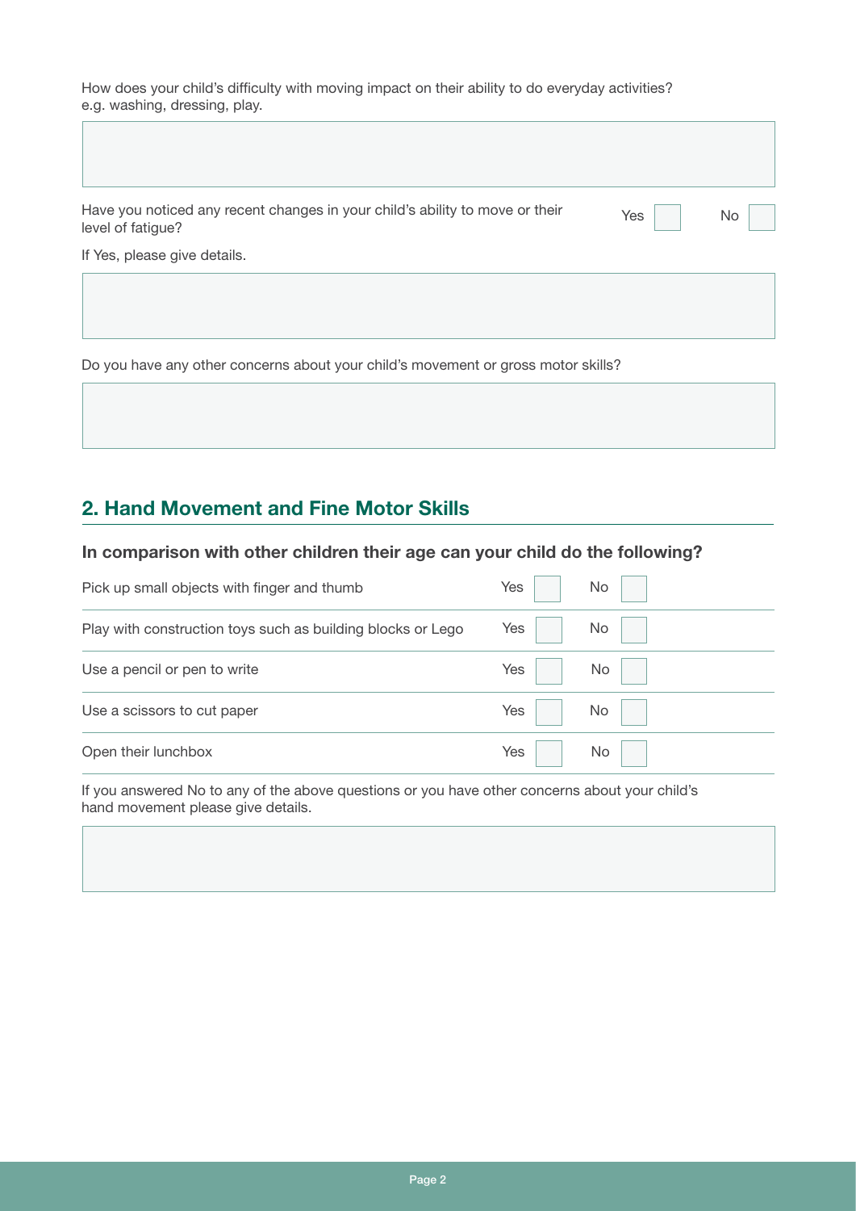How does your child's difficulty with moving impact on their ability to do everyday activities?
e.g. washing, dressing, play.

Have you noticed any recent changes in your child's ability to move or their level of fatigue? Yes ☐ No ☐

If Yes, please give details.

Do you have any other concerns about your child's movement or gross motor skills?

## 2. Hand Movement and Fine Motor Skills

### In comparison with other children their age can your child do the following?

| | | |
|---|---|---|
| Pick up small objects with finger and thumb | Yes ☐ | No ☐ |
| Play with construction toys such as building blocks or Lego | Yes ☐ | No ☐ |
| Use a pencil or pen to write | Yes ☐ | No ☐ |
| Use a scissors to cut paper | Yes ☐ | No ☐ |
| Open their lunchbox | Yes ☐ | No ☐ |

If you answered No to any of the above questions or you have other concerns about your child's hand movement please give details.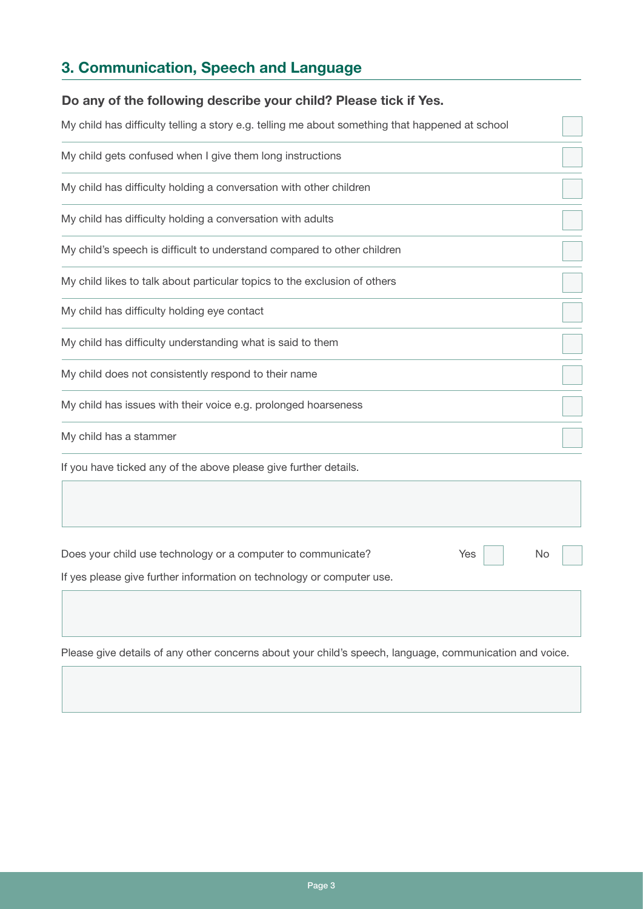## 3. Communication, Speech and Language

**Do any of the following describe your child? Please tick if Yes.**

| | |
|---|---|
| My child has difficulty telling a story e.g. telling me about something that happened at school | ☐ |
| My child gets confused when I give them long instructions | ☐ |
| My child has difficulty holding a conversation with other children | ☐ |
| My child has difficulty holding a conversation with adults | ☐ |
| My child's speech is difficult to understand compared to other children | ☐ |
| My child likes to talk about particular topics to the exclusion of others | ☐ |
| My child has difficulty holding eye contact | ☐ |
| My child has difficulty understanding what is said to them | ☐ |
| My child does not consistently respond to their name | ☐ |
| My child has issues with their voice e.g. prolonged hoarseness | ☐ |
| My child has a stammer | ☐ |

If you have ticked any of the above please give further details.

Does your child use technology or a computer to communicate? Yes ☐ No ☐

If yes please give further information on technology or computer use.

Please give details of any other concerns about your child's speech, language, communication and voice.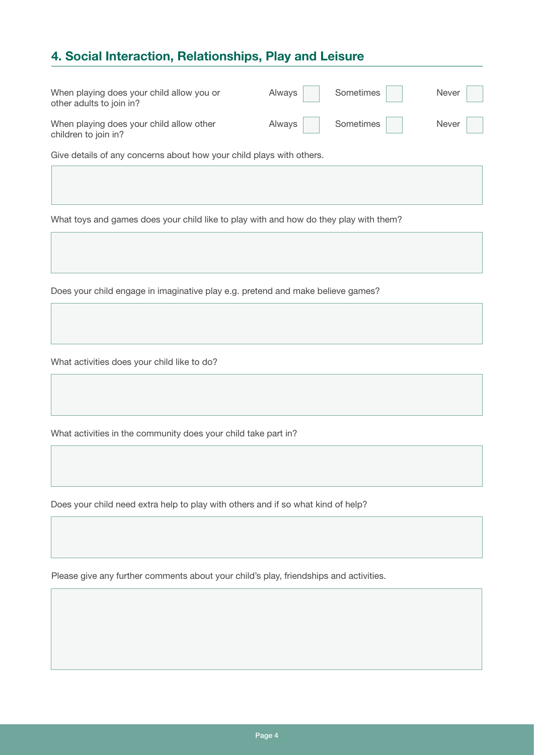## 4. Social Interaction, Relationships, Play and Leisure

| | | | |
|---|---|---|---|
| When playing does your child allow you or other adults to join in? | Always ☐ | Sometimes ☐ | Never ☐ |
| When playing does your child allow other children to join in? | Always ☐ | Sometimes ☐ | Never ☐ |

Give details of any concerns about how your child plays with others.

What toys and games does your child like to play with and how do they play with them?

Does your child engage in imaginative play e.g. pretend and make believe games?

What activities does your child like to do?

What activities in the community does your child take part in?

Does your child need extra help to play with others and if so what kind of help?

Please give any further comments about your child's play, friendships and activities.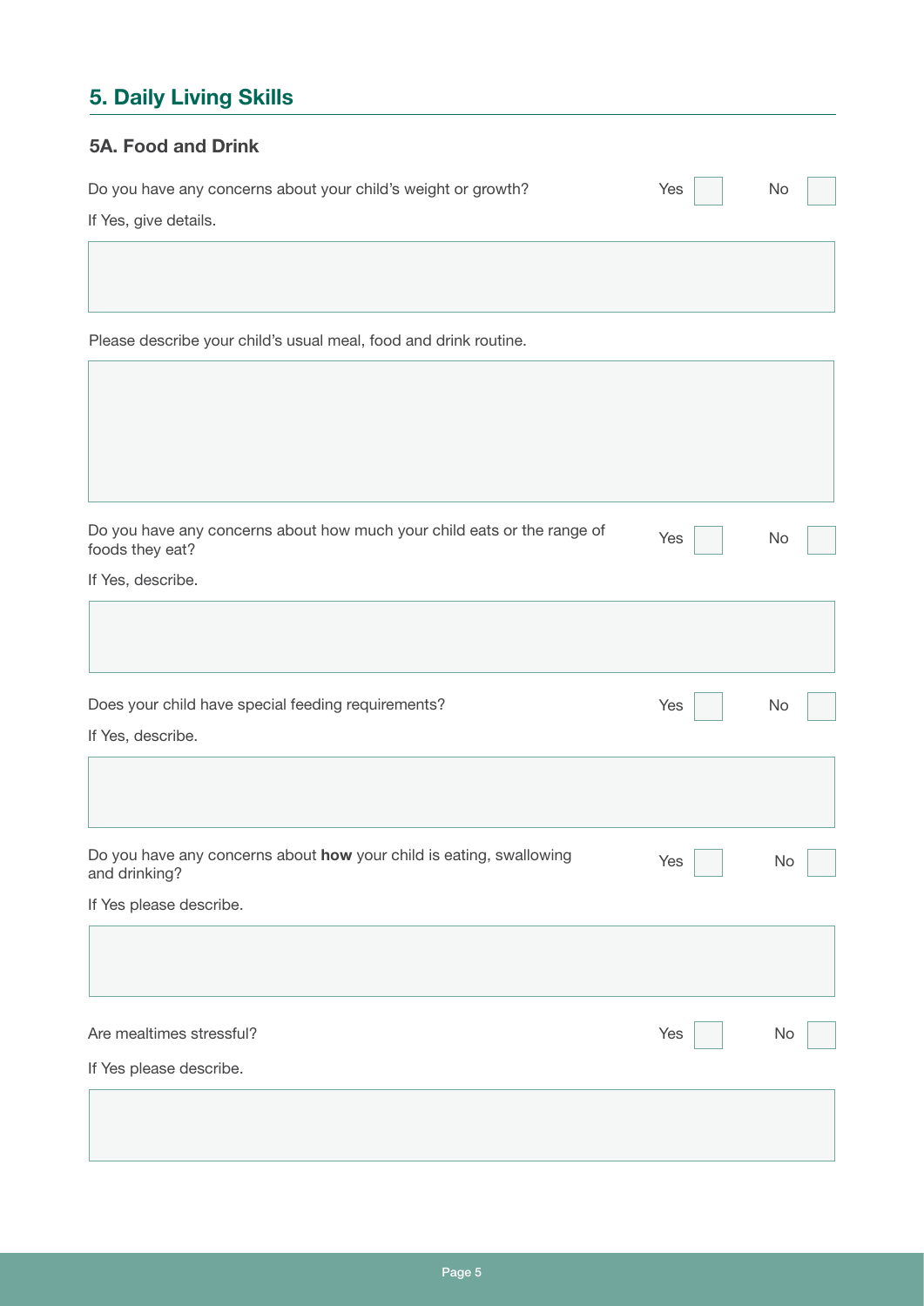## 5. Daily Living Skills

### 5A. Food and Drink

Do you have any concerns about your child's weight or growth? Yes ☐ No ☐

If Yes, give details.

Please describe your child's usual meal, food and drink routine.

Do you have any concerns about how much your child eats or the range of foods they eat? Yes ☐ No ☐

If Yes, describe.

Does your child have special feeding requirements? Yes ☐ No ☐

If Yes, describe.

Do you have any concerns about **how** your child is eating, swallowing and drinking? Yes ☐ No ☐

If Yes please describe.

Are mealtimes stressful? Yes ☐ No ☐

If Yes please describe.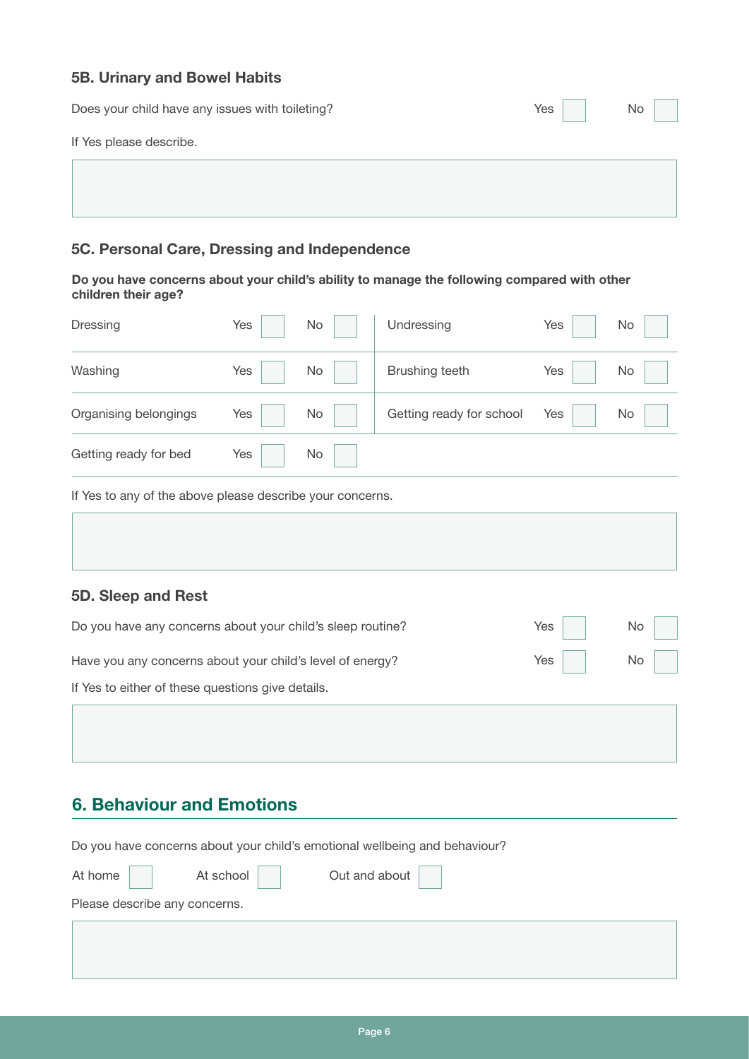### 5B. Urinary and Bowel Habits

Does your child have any issues with toileting? Yes ☐ No ☐

If Yes please describe.

### 5C. Personal Care, Dressing and Independence

**Do you have concerns about your child's ability to manage the following compared with other children their age?**

| | | | | | |
|---|---|---|---|---|---|
| Dressing | Yes ☐ | No ☐ | Undressing | Yes ☐ | No ☐ |
| Washing | Yes ☐ | No ☐ | Brushing teeth | Yes ☐ | No ☐ |
| Organising belongings | Yes ☐ | No ☐ | Getting ready for school | Yes ☐ | No ☐ |
| Getting ready for bed | Yes ☐ | No ☐ | | | |

If Yes to any of the above please describe your concerns.

### 5D. Sleep and Rest

Do you have any concerns about your child's sleep routine? Yes ☐ No ☐

Have you any concerns about your child's level of energy? Yes ☐ No ☐

If Yes to either of these questions give details.

## 6. Behaviour and Emotions

Do you have concerns about your child's emotional wellbeing and behaviour?

At home ☐ At school ☐ Out and about ☐

Please describe any concerns.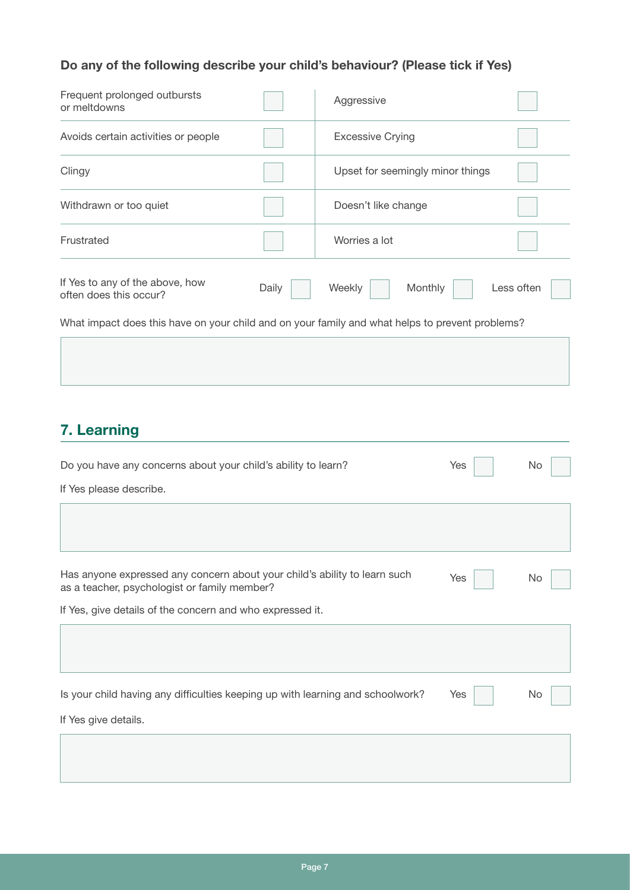**Do any of the following describe your child's behaviour? (Please tick if Yes)**

| | | | |
|---|---|---|---|
| Frequent prolonged outbursts or meltdowns | ☐ | Aggressive | ☐ |
| Avoids certain activities or people | ☐ | Excessive Crying | ☐ |
| Clingy | ☐ | Upset for seemingly minor things | ☐ |
| Withdrawn or too quiet | ☐ | Doesn't like change | ☐ |
| Frustrated | ☐ | Worries a lot | ☐ |

If Yes to any of the above, how often does this occur? Daily ☐ Weekly ☐ Monthly ☐ Less often ☐

What impact does this have on your child and on your family and what helps to prevent problems?

&nbsp;

## 7. Learning

Do you have any concerns about your child's ability to learn? Yes ☐ No ☐

If Yes please describe.

&nbsp;

Has anyone expressed any concern about your child's ability to learn such as a teacher, psychologist or family member? Yes ☐ No ☐

If Yes, give details of the concern and who expressed it.

&nbsp;

Is your child having any difficulties keeping up with learning and schoolwork? Yes ☐ No ☐

If Yes give details.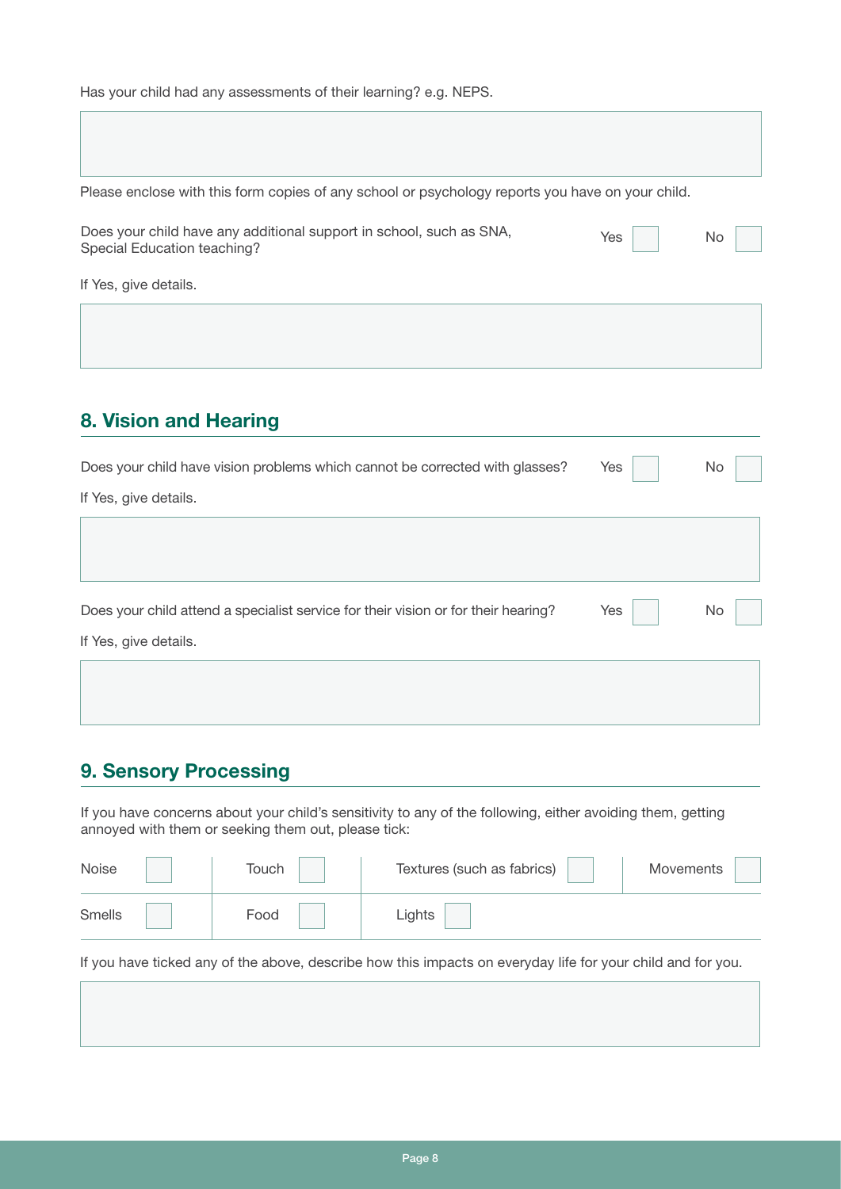Has your child had any assessments of their learning? e.g. NEPS.

Please enclose with this form copies of any school or psychology reports you have on your child.

Does your child have any additional support in school, such as SNA, Special Education teaching? Yes ☐ No ☐

If Yes, give details.

## 8. Vision and Hearing

Does your child have vision problems which cannot be corrected with glasses? Yes ☐ No ☐

If Yes, give details.

Does your child attend a specialist service for their vision or for their hearing? Yes ☐ No ☐

If Yes, give details.

## 9. Sensory Processing

If you have concerns about your child's sensitivity to any of the following, either avoiding them, getting annoyed with them or seeking them out, please tick:

| | | | |
|---|---|---|---|
| Noise ☐ | Touch ☐ | Textures (such as fabrics) ☐ | Movements ☐ |
| Smells ☐ | Food ☐ | Lights ☐ | |

If you have ticked any of the above, describe how this impacts on everyday life for your child and for you.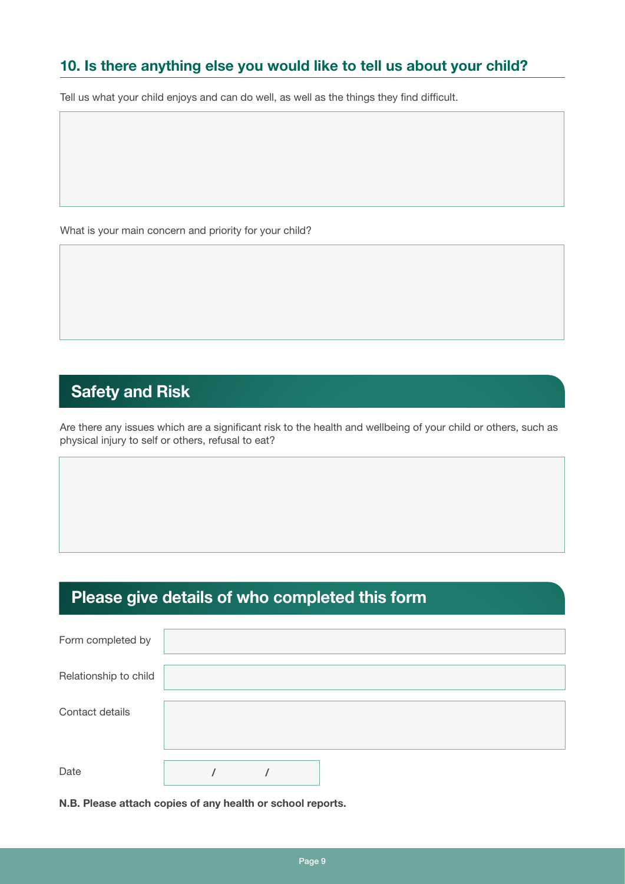## 10. Is there anything else you would like to tell us about your child?

Tell us what your child enjoys and can do well, as well as the things they find difficult.

What is your main concern and priority for your child?

## Safety and Risk

Are there any issues which are a significant risk to the health and wellbeing of your child or others, such as physical injury to self or others, refusal to eat?

## Please give details of who completed this form

| Field | Details |
| --- | --- |
| Form completed by | |
| Relationship to child | |
| Contact details | |
| Date | / / |

**N.B. Please attach copies of any health or school reports.**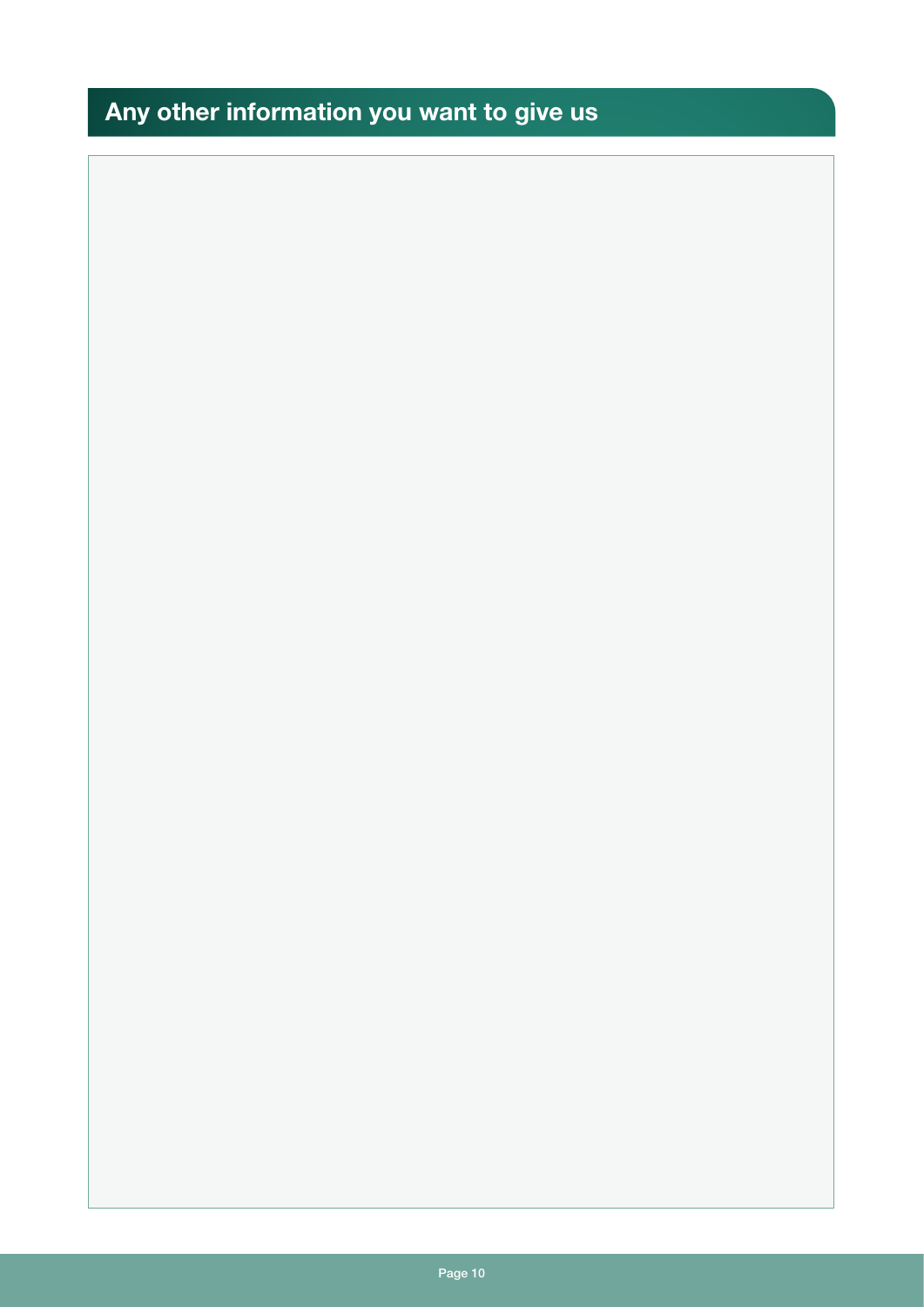## Any other information you want to give us